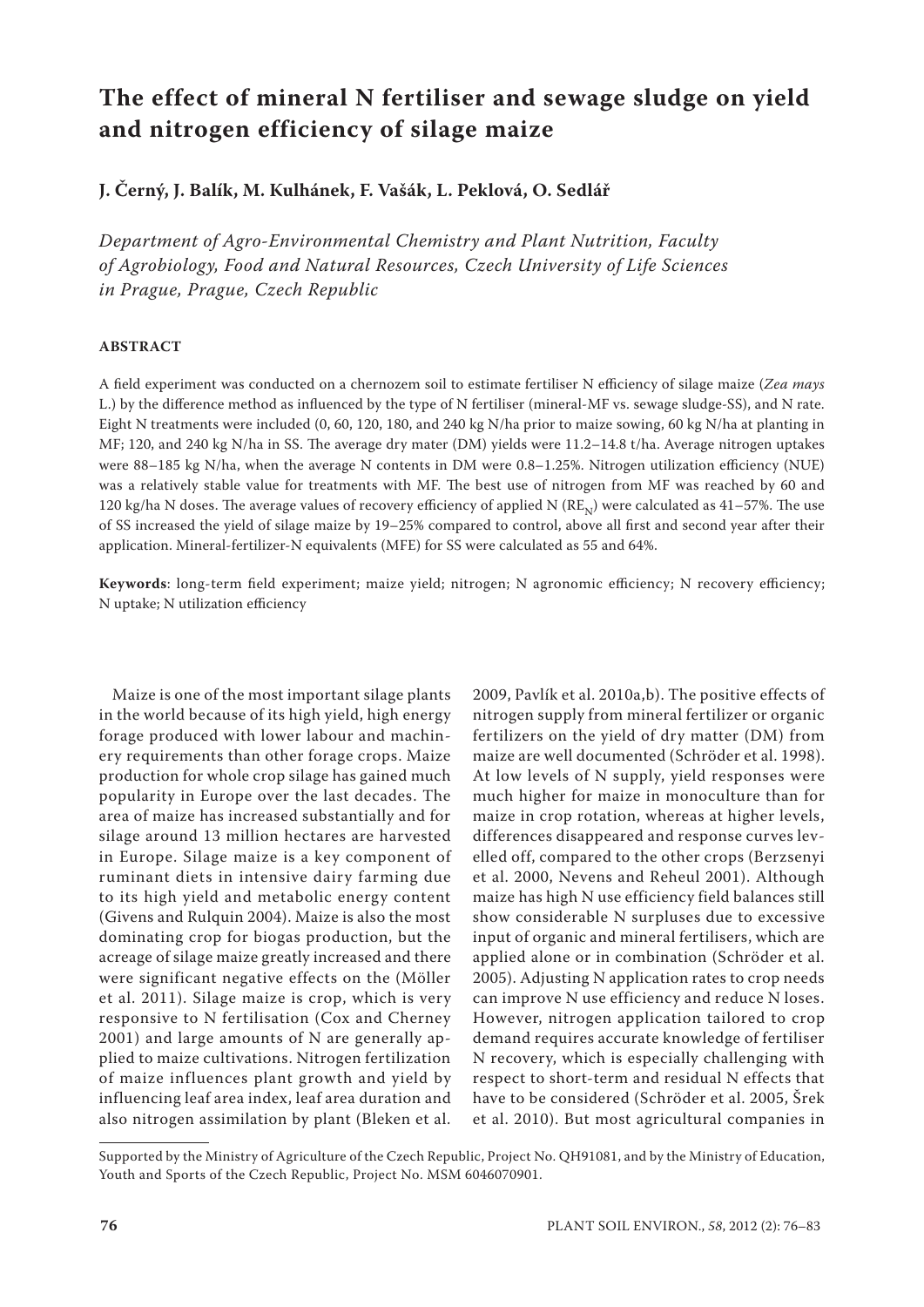# The effect of mineral N fertiliser and sewage sludge on yield and nitrogen efficiency of silage maize

**J. Černý, J. Balík, M. Kulhánek, F. Vašák, L. Peklová, O. Sedlář**

*Department of Agro-Environmental Chemistry and Plant Nutrition, Faculty of Agrobiology, Food and Natural Resources, Czech University of Life Sciences in Prague, Prague, Czech Republic*

## ABSTRACT

A field experiment was conducted on a chernozem soil to estimate fertiliser N efficiency of silage maize (*Zea mays* L.) by the difference method as influenced by the type of N fertiliser (mineral-MF vs. sewage sludge-SS), and N rate. Eight N treatments were included (0, 60, 120, 180, and 240 kg N/ha prior to maize sowing, 60 kg N/ha at planting in MF; 120, and 240 kg N/ha in SS. The average dry mater (DM) yields were 11.2–14.8 t/ha. Average nitrogen uptakes were 88–185 kg N/ha, when the average N contents in DM were 0.8–1.25%. Nitrogen utilization efficiency (NUE) was a relatively stable value for treatments with MF. The best use of nitrogen from MF was reached by 60 and 120 kg/ha N doses. The average values of recovery efficiency of applied N ($RE_N$) were calculated as 41–57%. The use of SS increased the yield of silage maize by 19–25% compared to control, above all first and second year after their application. Mineral-fertilizer-N equivalents (MFE) for SS were calculated as 55 and 64%.

**Keywords**: long-term field experiment; maize yield; nitrogen; N agronomic efficiency; N recovery efficiency; N uptake; N utilization efficiency

Maize is one of the most important silage plants in the world because of its high yield, high energy forage produced with lower labour and machinery requirements than other forage crops. Maize production for whole crop silage has gained much popularity in Europe over the last decades. The area of maize has increased substantially and for silage around 13 million hectares are harvested in Europe. Silage maize is a key component of ruminant diets in intensive dairy farming due to its high yield and metabolic energy content (Givens and Rulquin 2004). Maize is also the most dominating crop for biogas production, but the acreage of silage maize greatly increased and there were significant negative effects on the (Möller et al. 2011). Silage maize is crop, which is very responsive to N fertilisation (Cox and Cherney 2001) and large amounts of N are generally applied to maize cultivations. Nitrogen fertilization of maize influences plant growth and yield by influencing leaf area index, leaf area duration and also nitrogen assimilation by plant (Bleken et al. 2009, Pavlík et al. 2010a,b). The positive effects of nitrogen supply from mineral fertilizer or organic fertilizers on the yield of dry matter (DM) from maize are well documented (Schröder et al. 1998). At low levels of N supply, yield responses were much higher for maize in monoculture than for maize in crop rotation, whereas at higher levels, differences disappeared and response curves levelled off, compared to the other crops (Berzsenyi et al. 2000, Nevens and Reheul 2001). Although maize has high N use efficiency field balances still show considerable N surpluses due to excessive input of organic and mineral fertilisers, which are applied alone or in combination (Schröder et al. 2005). Adjusting N application rates to crop needs can improve N use efficiency and reduce N loses. However, nitrogen application tailored to crop demand requires accurate knowledge of fertiliser N recovery, which is especially challenging with respect to short-term and residual N effects that have to be considered (Schröder et al. 2005, Šrek et al. 2010). But most agricultural companies in

Supported by the Ministry of Agriculture of the Czech Republic, Project No. QH91081, and by the Ministry of Education, Youth and Sports of the Czech Republic, Project No. MSM 6046070901.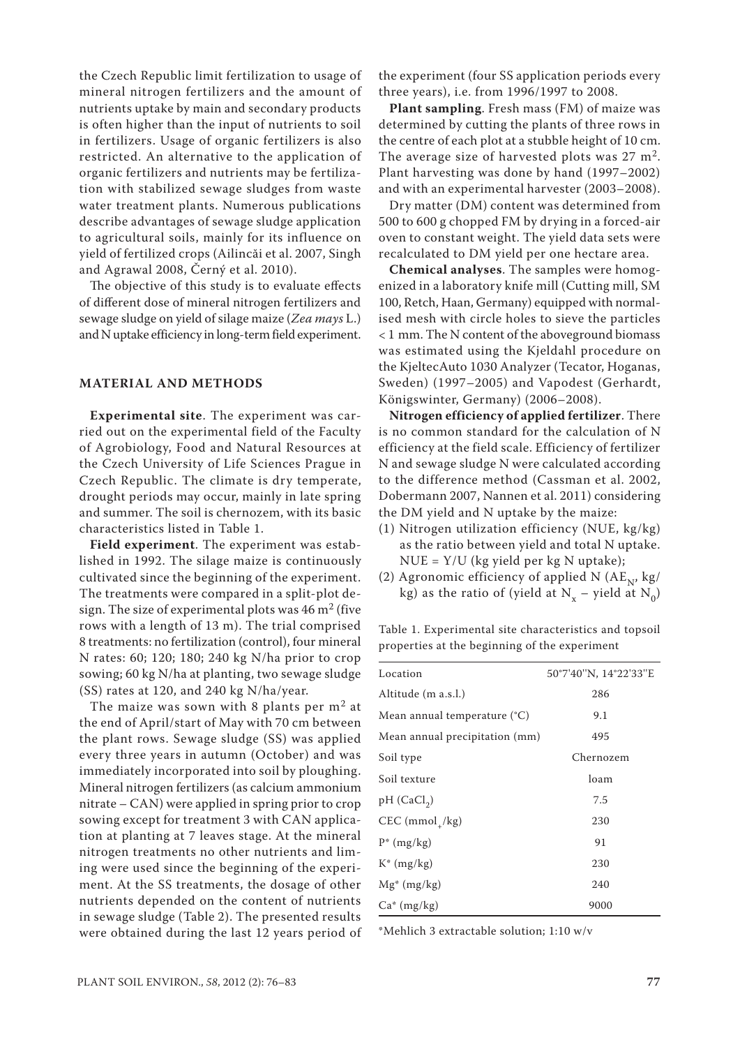the Czech Republic limit fertilization to usage of mineral nitrogen fertilizers and the amount of nutrients uptake by main and secondary products is often higher than the input of nutrients to soil in fertilizers. Usage of organic fertilizers is also restricted. An alternative to the application of organic fertilizers and nutrients may be fertilization with stabilized sewage sludges from waste water treatment plants. Numerous publications describe advantages of sewage sludge application to agricultural soils, mainly for its influence on yield of fertilized crops (Ailincăi et al. 2007, Singh and Agrawal 2008, Černý et al. 2010).

The objective of this study is to evaluate effects of different dose of mineral nitrogen fertilizers and sewage sludge on yield of silage maize (*Zea mays* L.) and N uptake efficiency in long-term field experiment.

## MATERIAL AND METHODS

**Experimental site**. The experiment was carried out on the experimental field of the Faculty of Agrobiology, Food and Natural Resources at the Czech University of Life Sciences Prague in Czech Republic. The climate is dry temperate, drought periods may occur, mainly in late spring and summer. The soil is chernozem, with its basic characteristics listed in Table 1.

**Field experiment**. The experiment was established in 1992. The silage maize is continuously cultivated since the beginning of the experiment. The treatments were compared in a split-plot design. The size of experimental plots was 46 $m^2$ (five rows with a length of 13 m). The trial comprised 8 treatments: no fertilization (control), four mineral N rates: 60; 120; 180; 240 kg N/ha prior to crop sowing; 60 kg N/ha at planting, two sewage sludge (SS) rates at 120, and 240 kg N/ha/year.

The maize was sown with 8 plants per $m^2$ at the end of April/start of May with 70 cm between the plant rows. Sewage sludge (SS) was applied every three years in autumn (October) and was immediately incorporated into soil by ploughing. Mineral nitrogen fertilizers (as calcium ammonium nitrate – CAN) were applied in spring prior to crop sowing except for treatment 3 with CAN application at planting at 7 leaves stage. At the mineral nitrogen treatments no other nutrients and liming were used since the beginning of the experiment. At the SS treatments, the dosage of other nutrients depended on the content of nutrients in sewage sludge (Table 2). The presented results were obtained during the last 12 years period of the experiment (four SS application periods every three years), i.e. from 1996/1997 to 2008.

**Plant sampling**. Fresh mass (FM) of maize was determined by cutting the plants of three rows in the centre of each plot at a stubble height of 10 cm. The average size of harvested plots was 27 $m^2$. Plant harvesting was done by hand (1997–2002) and with an experimental harvester (2003–2008).

Dry matter (DM) content was determined from 500 to 600 g chopped FM by drying in a forced-air oven to constant weight. The yield data sets were recalculated to DM yield per one hectare area.

**Chemical analyses**. The samples were homogenized in a laboratory knife mill (Cutting mill, SM 100, Retch, Haan, Germany) equipped with normalised mesh with circle holes to sieve the particles < 1 mm. The N content of the aboveground biomass was estimated using the Kjeldahl procedure on the KjeltecAuto 1030 Analyzer (Tecator, Hoganas, Sweden) (1997–2005) and Vapodest (Gerhardt, Königswinter, Germany) (2006–2008).

**Nitrogen efficiency of applied fertilizer**. There is no common standard for the calculation of N efficiency at the field scale. Efficiency of fertilizer N and sewage sludge N were calculated according to the difference method (Cassman et al. 2002, Dobermann 2007, Nannen et al. 2011) considering the DM yield and N uptake by the maize:

(1) Nitrogen utilization efficiency (NUE, kg/kg) as the ratio between yield and total N uptake. NUE = Y/U (kg yield per kg N uptake);

(2) Agronomic efficiency of applied N ($AE_N$, kg/kg) as the ratio of (yield at $N_x$ – yield at $N_0$)

Table 1. Experimental site characteristics and topsoil properties at the beginning of the experiment

| Location | 50°7'40"N, 14°22'33"E |
|---|---|
| Altitude (m a.s.l.) | 286 |
| Mean annual temperature (°C) | 9.1 |
| Mean annual precipitation (mm) | 495 |
| Soil type | Chernozem |
| Soil texture | loam |
| pH ($CaCl_2$) | 7.5 |
| CEC ($mmol_+$/kg) | 230 |
| P* (mg/kg) | 91 |
| K* (mg/kg) | 230 |
| Mg* (mg/kg) | 240 |
| Ca* (mg/kg) | 9000 |

*Mehlich 3 extractable solution; 1:10 w/v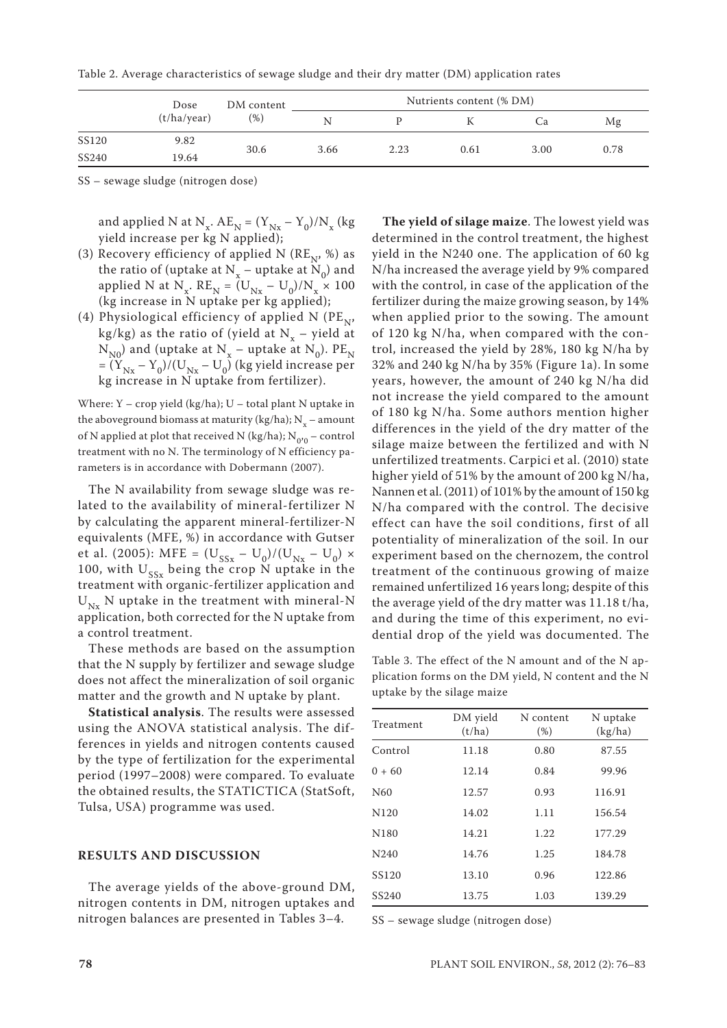Table 2. Average characteristics of sewage sludge and their dry matter (DM) application rates

| | Dose (t/ha/year) | DM content (%) | Nutrients content (% DM) | | | | |
|---|---|---|---|---|---|---|---|
| | | | N | P | K | Ca | Mg |
| SS120 | 9.82 | 30.6 | 3.66 | 2.23 | 0.61 | 3.00 | 0.78 |
| SS240 | 19.64 | | | | | | |

SS – sewage sludge (nitrogen dose)

and applied N at $N_x$. $AE_N = (Y_{Nx} – Y_0)/N_x$ (kg yield increase per kg N applied);

(3) Recovery efficiency of applied N ($RE_N$, %) as the ratio of (uptake at $N_x$ – uptake at $N_0$) and applied N at $N_x$. $RE_N = (U_{Nx} – U_0)/N_x \times 100$ (kg increase in N uptake per kg applied);

(4) Physiological efficiency of applied N ($PE_N$, kg/kg) as the ratio of (yield at $N_x$ – yield at $N_{N0}$) and (uptake at $N_x$ – uptake at $N_0$). $PE_N = (Y_{Nx} – Y_0)/(U_{Nx} – U_0)$ (kg yield increase per kg increase in N uptake from fertilizer).

Where: Y – crop yield (kg/ha); U – total plant N uptake in the aboveground biomass at maturity (kg/ha); $N_x$ – amount of N applied at plot that received N (kg/ha); $N_{0'0}$ – control treatment with no N. The terminology of N efficiency parameters is in accordance with Dobermann (2007).

The N availability from sewage sludge was related to the availability of mineral-fertilizer N by calculating the apparent mineral-fertilizer-N equivalents (MFE, %) in accordance with Gutser et al. (2005): $MFE = (U_{SSx} – U_0)/(U_{Nx} – U_0) \times 100$, with $U_{SSx}$ being the crop N uptake in the treatment with organic-fertilizer application and $U_{Nx}$ N uptake in the treatment with mineral-N application, both corrected for the N uptake from a control treatment.

These methods are based on the assumption that the N supply by fertilizer and sewage sludge does not affect the mineralization of soil organic matter and the growth and N uptake by plant.

**Statistical analysis**. The results were assessed using the ANOVA statistical analysis. The differences in yields and nitrogen contents caused by the type of fertilization for the experimental period (1997–2008) were compared. To evaluate the obtained results, the STATICTICA (StatSoft, Tulsa, USA) programme was used.

## RESULTS AND DISCUSSION

The average yields of the above-ground DM, nitrogen contents in DM, nitrogen uptakes and nitrogen balances are presented in Tables 3–4.

**The yield of silage maize**. The lowest yield was determined in the control treatment, the highest yield in the N240 one. The application of 60 kg N/ha increased the average yield by 9% compared with the control, in case of the application of the fertilizer during the maize growing season, by 14% when applied prior to the sowing. The amount of 120 kg N/ha, when compared with the control, increased the yield by 28%, 180 kg N/ha by 32% and 240 kg N/ha by 35% (Figure 1a). In some years, however, the amount of 240 kg N/ha did not increase the yield compared to the amount of 180 kg N/ha. Some authors mention higher differences in the yield of the dry matter of the silage maize between the fertilized and with N unfertilized treatments. Carpici et al. (2010) state higher yield of 51% by the amount of 200 kg N/ha, Nannen et al. (2011) of 101% by the amount of 150 kg N/ha compared with the control. The decisive effect can have the soil conditions, first of all potentiality of mineralization of the soil. In our experiment based on the chernozem, the control treatment of the continuous growing of maize remained unfertilized 16 years long; despite of this the average yield of the dry matter was 11.18 t/ha, and during the time of this experiment, no evidential drop of the yield was documented. The

Table 3. The effect of the N amount and of the N application forms on the DM yield, N content and the N uptake by the silage maize

| Treatment | DM yield (t/ha) | N content (%) | N uptake (kg/ha) |
|---|---|---|---|
| Control | 11.18 | 0.80 | 87.55 |
| 0 + 60 | 12.14 | 0.84 | 99.96 |
| N60 | 12.57 | 0.93 | 116.91 |
| N120 | 14.02 | 1.11 | 156.54 |
| N180 | 14.21 | 1.22 | 177.29 |
| N240 | 14.76 | 1.25 | 184.78 |
| SS120 | 13.10 | 0.96 | 122.86 |
| SS240 | 13.75 | 1.03 | 139.29 |

SS – sewage sludge (nitrogen dose)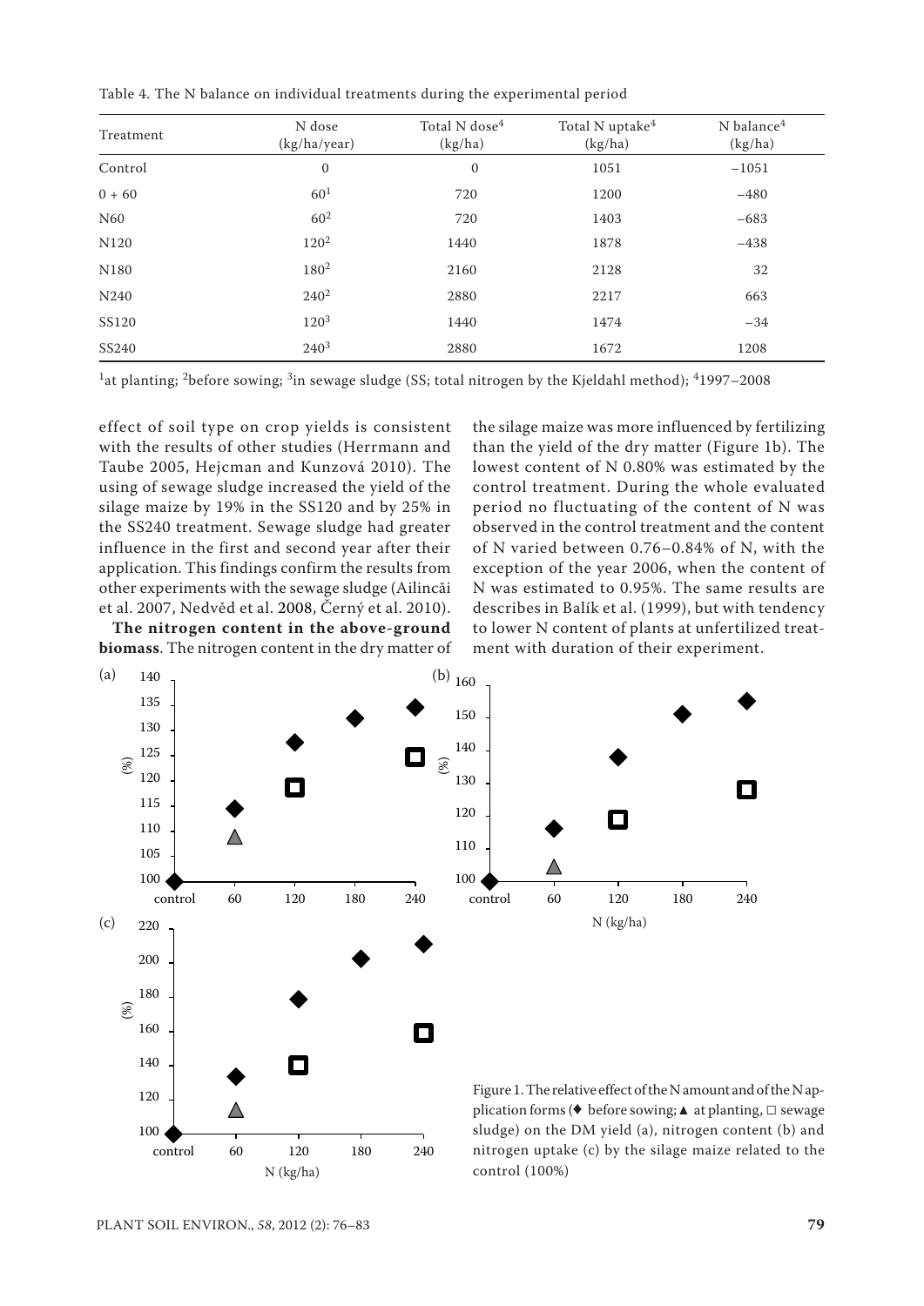Table 4. The N balance on individual treatments during the experimental period

| Treatment | N dose (kg/ha/year) | Total N dose[4] (kg/ha) | Total N uptake[4] (kg/ha) | N balance[4] (kg/ha) |
|---|---|---|---|---|
| Control | 0 | 0 | 1051 | −1051 |
| 0 + 60 | 60[1] | 720 | 1200 | −480 |
| N60 | 60[2] | 720 | 1403 | −683 |
| N120 | 120[2] | 1440 | 1878 | −438 |
| N180 | 180[2] | 2160 | 2128 | 32 |
| N240 | 240[2] | 2880 | 2217 | 663 |
| SS120 | 120[3] | 1440 | 1474 | −34 |
| SS240 | 240[3] | 2880 | 1672 | 1208 |

[1]at planting; [2]before sowing; [3]in sewage sludge (SS; total nitrogen by the Kjeldahl method); [4]1997–2008

effect of soil type on crop yields is consistent with the results of other studies (Herrmann and Taube 2005, Hejcman and Kunzová 2010). The using of sewage sludge increased the yield of the silage maize by 19% in the SS120 and by 25% in the SS240 treatment. Sewage sludge had greater influence in the first and second year after their application. This findings confirm the results from other experiments with the sewage sludge (Ailincăi et al. 2007, Nedvěd et al. 2008, Černý et al. 2010).

**The nitrogen content in the above-ground biomass**. The nitrogen content in the dry matter of the silage maize was more influenced by fertilizing than the yield of the dry matter (Figure 1b). The lowest content of N 0.80% was estimated by the control treatment. During the whole evaluated period no fluctuating of the content of N was observed in the control treatment and the content of N varied between 0.76–0.84% of N, with the exception of the year 2006, when the content of N was estimated to 0.95%. The same results are describes in Balík et al. (1999), but with tendency to lower N content of plants at unfertilized treatment with duration of their experiment.

Figure 1. The relative effect of the N amount and of the N application forms (♦ before sowing; ▲ at planting, □ sewage sludge) on the DM yield (a), nitrogen content (b) and nitrogen uptake (c) by the silage maize related to the control (100%)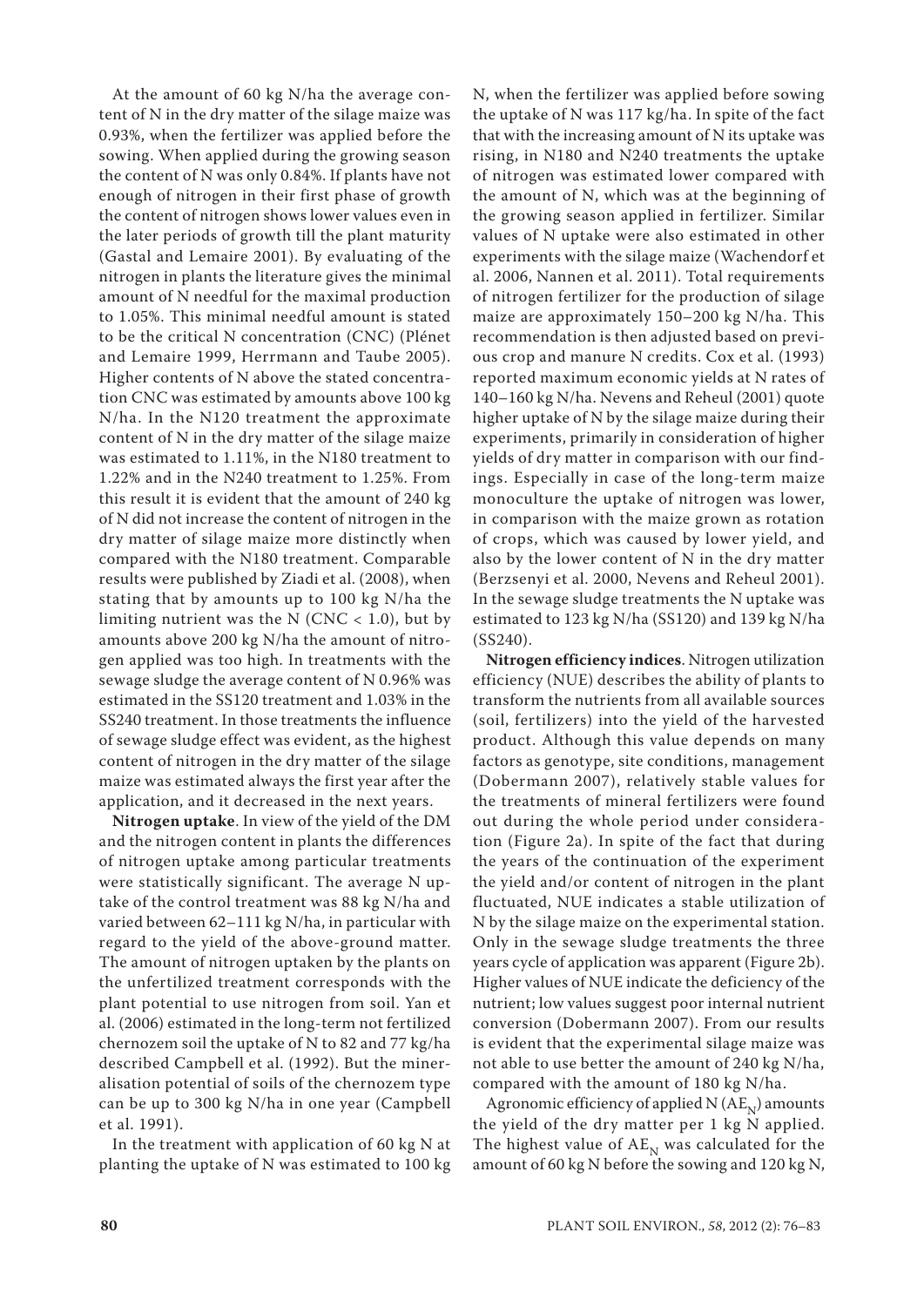At the amount of 60 kg N/ha the average content of N in the dry matter of the silage maize was 0.93%, when the fertilizer was applied before the sowing. When applied during the growing season the content of N was only 0.84%. If plants have not enough of nitrogen in their first phase of growth the content of nitrogen shows lower values even in the later periods of growth till the plant maturity (Gastal and Lemaire 2001). By evaluating of the nitrogen in plants the literature gives the minimal amount of N needful for the maximal production to 1.05%. This minimal needful amount is stated to be the critical N concentration (CNC) (Plénet and Lemaire 1999, Herrmann and Taube 2005). Higher contents of N above the stated concentration CNC was estimated by amounts above 100 kg N/ha. In the N120 treatment the approximate content of N in the dry matter of the silage maize was estimated to 1.11%, in the N180 treatment to 1.22% and in the N240 treatment to 1.25%. From this result it is evident that the amount of 240 kg of N did not increase the content of nitrogen in the dry matter of silage maize more distinctly when compared with the N180 treatment. Comparable results were published by Ziadi et al. (2008), when stating that by amounts up to 100 kg N/ha the limiting nutrient was the N (CNC < 1.0), but by amounts above 200 kg N/ha the amount of nitrogen applied was too high. In treatments with the sewage sludge the average content of N 0.96% was estimated in the SS120 treatment and 1.03% in the SS240 treatment. In those treatments the influence of sewage sludge effect was evident, as the highest content of nitrogen in the dry matter of the silage maize was estimated always the first year after the application, and it decreased in the next years.

**Nitrogen uptake**. In view of the yield of the DM and the nitrogen content in plants the differences of nitrogen uptake among particular treatments were statistically significant. The average N uptake of the control treatment was 88 kg N/ha and varied between 62–111 kg N/ha, in particular with regard to the yield of the above-ground matter. The amount of nitrogen uptaken by the plants on the unfertilized treatment corresponds with the plant potential to use nitrogen from soil. Yan et al. (2006) estimated in the long-term not fertilized chernozem soil the uptake of N to 82 and 77 kg/ha described Campbell et al. (1992). But the mineralisation potential of soils of the chernozem type can be up to 300 kg N/ha in one year (Campbell et al. 1991).

In the treatment with application of 60 kg N at planting the uptake of N was estimated to 100 kg N, when the fertilizer was applied before sowing the uptake of N was 117 kg/ha. In spite of the fact that with the increasing amount of N its uptake was rising, in N180 and N240 treatments the uptake of nitrogen was estimated lower compared with the amount of N, which was at the beginning of the growing season applied in fertilizer. Similar values of N uptake were also estimated in other experiments with the silage maize (Wachendorf et al. 2006, Nannen et al. 2011). Total requirements of nitrogen fertilizer for the production of silage maize are approximately 150–200 kg N/ha. This recommendation is then adjusted based on previous crop and manure N credits. Cox et al. (1993) reported maximum economic yields at N rates of 140–160 kg N/ha. Nevens and Reheul (2001) quote higher uptake of N by the silage maize during their experiments, primarily in consideration of higher yields of dry matter in comparison with our findings. Especially in case of the long-term maize monoculture the uptake of nitrogen was lower, in comparison with the maize grown as rotation of crops, which was caused by lower yield, and also by the lower content of N in the dry matter (Berzsenyi et al. 2000, Nevens and Reheul 2001). In the sewage sludge treatments the N uptake was estimated to 123 kg N/ha (SS120) and 139 kg N/ha (SS240).

**Nitrogen efficiency indices**. Nitrogen utilization efficiency (NUE) describes the ability of plants to transform the nutrients from all available sources (soil, fertilizers) into the yield of the harvested product. Although this value depends on many factors as genotype, site conditions, management (Dobermann 2007), relatively stable values for the treatments of mineral fertilizers were found out during the whole period under consideration (Figure 2a). In spite of the fact that during the years of the continuation of the experiment the yield and/or content of nitrogen in the plant fluctuated, NUE indicates a stable utilization of N by the silage maize on the experimental station. Only in the sewage sludge treatments the three years cycle of application was apparent (Figure 2b). Higher values of NUE indicate the deficiency of the nutrient; low values suggest poor internal nutrient conversion (Dobermann 2007). From our results is evident that the experimental silage maize was not able to use better the amount of 240 kg N/ha, compared with the amount of 180 kg N/ha.

Agronomic efficiency of applied N ($AE_N$) amounts the yield of the dry matter per 1 kg N applied. The highest value of $AE_N$ was calculated for the amount of 60 kg N before the sowing and 120 kg N,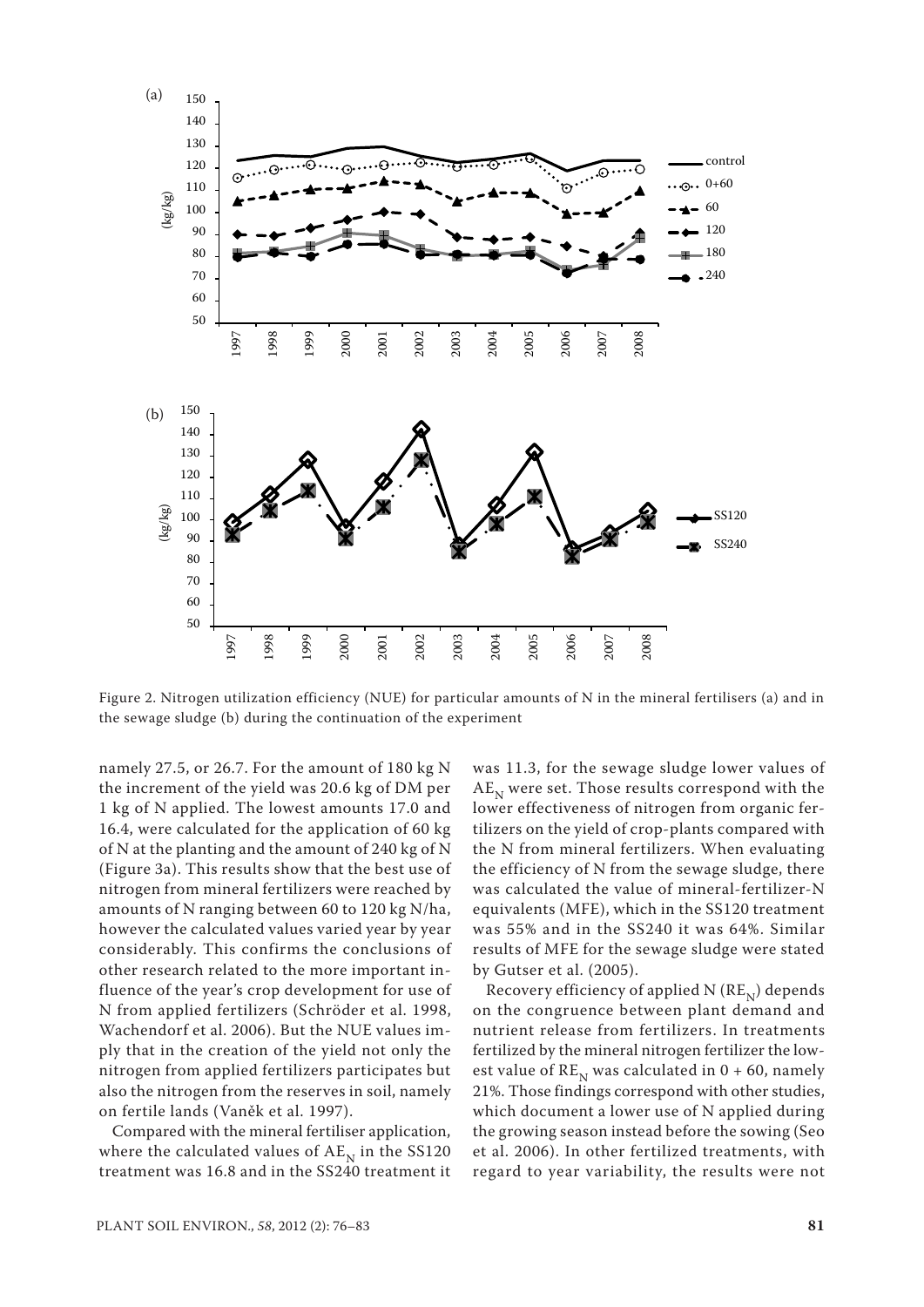Figure 2. Nitrogen utilization efficiency (NUE) for particular amounts of N in the mineral fertilisers (a) and in the sewage sludge (b) during the continuation of the experiment

namely 27.5, or 26.7. For the amount of 180 kg N the increment of the yield was 20.6 kg of DM per 1 kg of N applied. The lowest amounts 17.0 and 16.4, were calculated for the application of 60 kg of N at the planting and the amount of 240 kg of N (Figure 3a). This results show that the best use of nitrogen from mineral fertilizers were reached by amounts of N ranging between 60 to 120 kg N/ha, however the calculated values varied year by year considerably. This confirms the conclusions of other research related to the more important influence of the year's crop development for use of N from applied fertilizers (Schröder et al. 1998, Wachendorf et al. 2006). But the NUE values imply that in the creation of the yield not only the nitrogen from applied fertilizers participates but also the nitrogen from the reserves in soil, namely on fertile lands (Vaněk et al. 1997).

Compared with the mineral fertiliser application, where the calculated values of $AE_N$ in the SS120 treatment was 16.8 and in the SS240 treatment it was 11.3, for the sewage sludge lower values of $AE_N$ were set. Those results correspond with the lower effectiveness of nitrogen from organic fertilizers on the yield of crop-plants compared with the N from mineral fertilizers. When evaluating the efficiency of N from the sewage sludge, there was calculated the value of mineral-fertilizer-N equivalents (MFE), which in the SS120 treatment was 55% and in the SS240 it was 64%. Similar results of MFE for the sewage sludge were stated by Gutser et al. (2005).

Recovery efficiency of applied N ($RE_N$) depends on the congruence between plant demand and nutrient release from fertilizers. In treatments fertilized by the mineral nitrogen fertilizer the lowest value of $RE_N$ was calculated in 0 + 60, namely 21%. Those findings correspond with other studies, which document a lower use of N applied during the growing season instead before the sowing (Seo et al. 2006). In other fertilized treatments, with regard to year variability, the results were not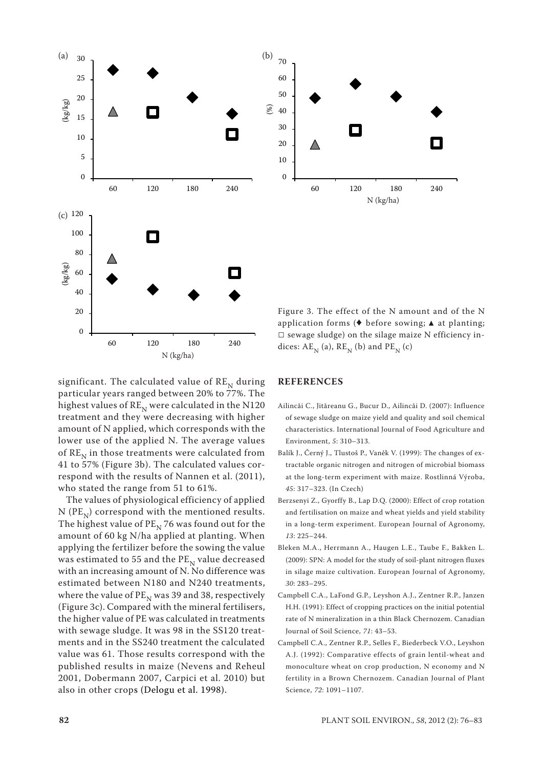Figure 3. The effect of the N amount and of the N application forms (♦ before sowing; ▲ at planting; □ sewage sludge) on the silage maize N efficiency indices: $AE_N$ (a), $RE_N$ (b) and $PE_N$ (c)

significant. The calculated value of $RE_N$ during particular years ranged between 20% to 77%. The highest values of $RE_N$ were calculated in the N120 treatment and they were decreasing with higher amount of N applied, which corresponds with the lower use of the applied N. The average values of $RE_N$ in those treatments were calculated from 41 to 57% (Figure 3b). The calculated values correspond with the results of Nannen et al. (2011), who stated the range from 51 to 61%.

The values of physiological efficiency of applied N ($PE_N$) correspond with the mentioned results. The highest value of $PE_N$ 76 was found out for the amount of 60 kg N/ha applied at planting. When applying the fertilizer before the sowing the value was estimated to 55 and the $PE_N$ value decreased with an increasing amount of N. No difference was estimated between N180 and N240 treatments, where the value of $PE_N$ was 39 and 38, respectively (Figure 3c). Compared with the mineral fertilisers, the higher value of PE was calculated in treatments with sewage sludge. It was 98 in the SS120 treatments and in the SS240 treatment the calculated value was 61. Those results correspond with the published results in maize (Nevens and Reheul 2001, Dobermann 2007, Carpici et al. 2010) but also in other crops (Delogu et al. 1998).

## REFERENCES

Ailincăi C., Jităreanu G., Bucur D., Ailincăi D. (2007): Influence of sewage sludge on maize yield and quality and soil chemical characteristics. International Journal of Food Agriculture and Environment, *5*: 310–313.

Balík J., Černý J., Tlustoš P., Vaněk V. (1999): The changes of extractable organic nitrogen and nitrogen of microbial biomass at the long-term experiment with maize. Rostlinná Výroba, *45*: 317–323. (In Czech)

Berzsenyi Z., Gyorffy B., Lap D.Q. (2000): Effect of crop rotation and fertilisation on maize and wheat yields and yield stability in a long-term experiment. European Journal of Agronomy, *13*: 225–244.

Bleken M.A., Herrmann A., Haugen L.E., Taube F., Bakken L. (2009): SPN: A model for the study of soil-plant nitrogen fluxes in silage maize cultivation. European Journal of Agronomy, *30*: 283–295.

Campbell C.A., LaFond G.P., Leyshon A.J., Zentner R.P., Janzen H.H. (1991): Effect of cropping practices on the initial potential rate of N mineralization in a thin Black Chernozem. Canadian Journal of Soil Science, *71*: 43–53.

Campbell C.A., Zentner R.P., Selles F., Biederbeck V.O., Leyshon A.J. (1992): Comparative effects of grain lentil-wheat and monoculture wheat on crop production, N economy and N fertility in a Brown Chernozem. Canadian Journal of Plant Science, *72*: 1091–1107.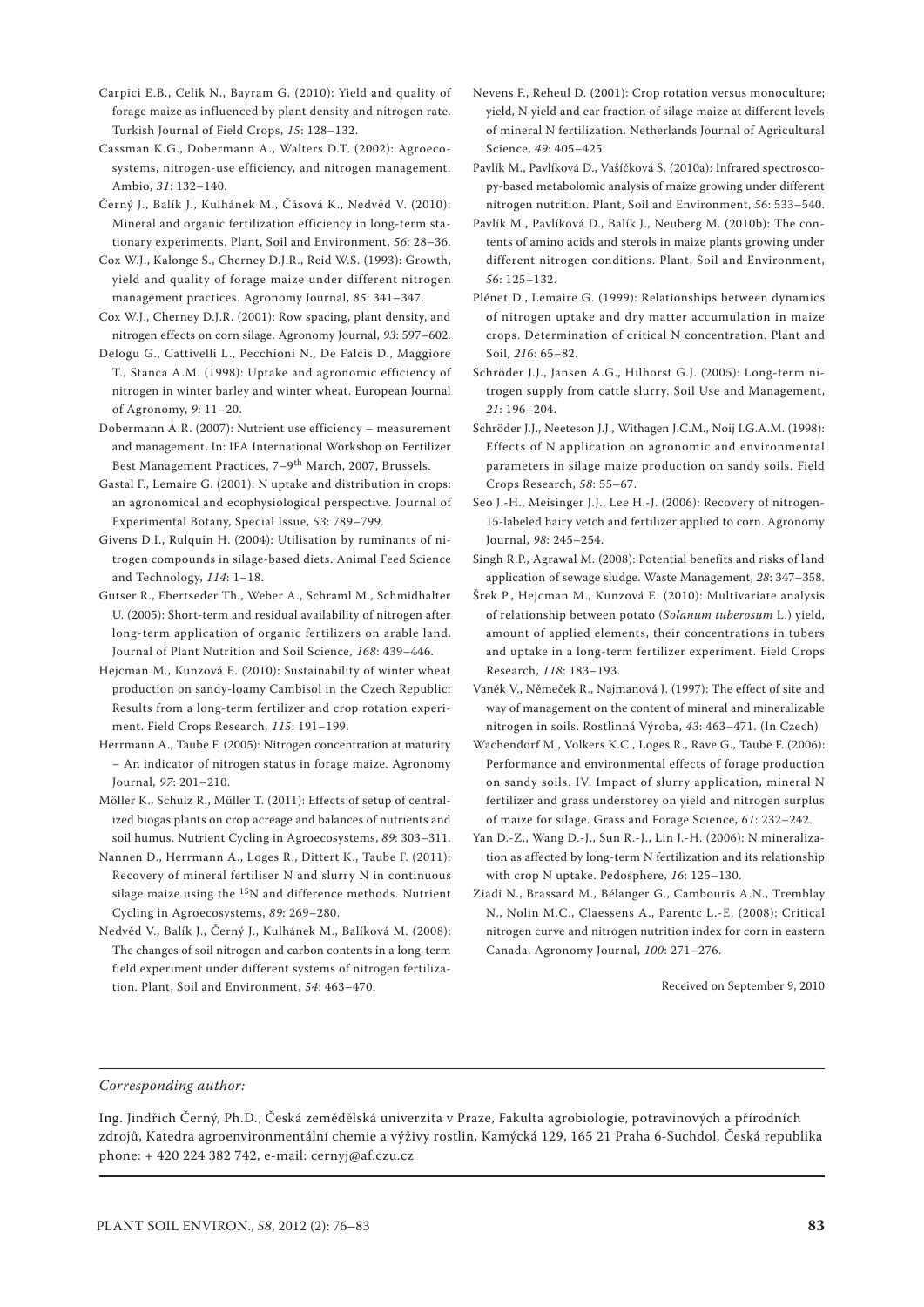Carpici E.B., Celik N., Bayram G. (2010): Yield and quality of forage maize as influenced by plant density and nitrogen rate. Turkish Journal of Field Crops, *15*: 128–132.

Cassman K.G., Dobermann A., Walters D.T. (2002): Agroecosystems, nitrogen-use efficiency, and nitrogen management. Ambio, *31*: 132–140.

Černý J., Balík J., Kulhánek M., Čásová K., Nedvěd V. (2010): Mineral and organic fertilization efficiency in long-term stationary experiments. Plant, Soil and Environment, *56*: 28–36.

Cox W.J., Kalonge S., Cherney D.J.R., Reid W.S. (1993): Growth, yield and quality of forage maize under different nitrogen management practices. Agronomy Journal, *85*: 341–347.

Cox W.J., Cherney D.J.R. (2001): Row spacing, plant density, and nitrogen effects on corn silage. Agronomy Journal, *93*: 597–602.

Delogu G., Cattivelli L., Pecchioni N., De Falcis D., Maggiore T., Stanca A.M. (1998): Uptake and agronomic efficiency of nitrogen in winter barley and winter wheat. European Journal of Agronomy, *9*: 11–20.

Dobermann A.R. (2007): Nutrient use efficiency – measurement and management. In: IFA International Workshop on Fertilizer Best Management Practices, 7–9th March, 2007, Brussels.

Gastal F., Lemaire G. (2001): N uptake and distribution in crops: an agronomical and ecophysiological perspective. Journal of Experimental Botany, Special Issue, *53*: 789–799.

Givens D.I., Rulquin H. (2004): Utilisation by ruminants of nitrogen compounds in silage-based diets. Animal Feed Science and Technology, *114*: 1–18.

Gutser R., Ebertseder Th., Weber A., Schraml M., Schmidhalter U. (2005): Short-term and residual availability of nitrogen after long-term application of organic fertilizers on arable land. Journal of Plant Nutrition and Soil Science, *168*: 439–446.

Hejcman M., Kunzová E. (2010): Sustainability of winter wheat production on sandy-loamy Cambisol in the Czech Republic: Results from a long-term fertilizer and crop rotation experiment. Field Crops Research, *115*: 191–199.

Herrmann A., Taube F. (2005): Nitrogen concentration at maturity – An indicator of nitrogen status in forage maize. Agronomy Journal, *97*: 201–210.

Möller K., Schulz R., Müller T. (2011): Effects of setup of centralized biogas plants on crop acreage and balances of nutrients and soil humus. Nutrient Cycling in Agroecosystems, *89*: 303–311.

Nannen D., Herrmann A., Loges R., Dittert K., Taube F. (2011): Recovery of mineral fertiliser N and slurry N in continuous silage maize using the $^{15}N$ and difference methods. Nutrient Cycling in Agroecosystems, *89*: 269–280.

Nedvěd V., Balík J., Černý J., Kulhánek M., Balíková M. (2008): The changes of soil nitrogen and carbon contents in a long-term field experiment under different systems of nitrogen fertilization. Plant, Soil and Environment, *54*: 463–470.

Nevens F., Reheul D. (2001): Crop rotation versus monoculture; yield, N yield and ear fraction of silage maize at different levels of mineral N fertilization. Netherlands Journal of Agricultural Science, *49*: 405–425.

Pavlík M., Pavlíková D., Vašíčková S. (2010a): Infrared spectroscopy-based metabolomic analysis of maize growing under different nitrogen nutrition. Plant, Soil and Environment, *56*: 533–540.

Pavlík M., Pavlíková D., Balík J., Neuberg M. (2010b): The contents of amino acids and sterols in maize plants growing under different nitrogen conditions. Plant, Soil and Environment, *56*: 125–132.

Plénet D., Lemaire G. (1999): Relationships between dynamics of nitrogen uptake and dry matter accumulation in maize crops. Determination of critical N concentration. Plant and Soil, *216*: 65–82.

Schröder J.J., Jansen A.G., Hilhorst G.J. (2005): Long-term nitrogen supply from cattle slurry. Soil Use and Management, *21*: 196–204.

Schröder J.J., Neeteson J.J., Withagen J.C.M., Noij I.G.A.M. (1998): Effects of N application on agronomic and environmental parameters in silage maize production on sandy soils. Field Crops Research, *58*: 55–67.

Seo J.-H., Meisinger J.J., Lee H.-J. (2006): Recovery of nitrogen-15-labeled hairy vetch and fertilizer applied to corn. Agronomy Journal, *98*: 245–254.

Singh R.P., Agrawal M. (2008): Potential benefits and risks of land application of sewage sludge. Waste Management, *28*: 347–358.

Šrek P., Hejcman M., Kunzová E. (2010): Multivariate analysis of relationship between potato (*Solanum tuberosum* L.) yield, amount of applied elements, their concentrations in tubers and uptake in a long-term fertilizer experiment. Field Crops Research, *118*: 183–193.

Vaněk V., Němeček R., Najmanová J. (1997): The effect of site and way of management on the content of mineral and mineralizable nitrogen in soils. Rostlinná Výroba, *43*: 463–471. (In Czech)

Wachendorf M., Volkers K.C., Loges R., Rave G., Taube F. (2006): Performance and environmental effects of forage production on sandy soils. IV. Impact of slurry application, mineral N fertilizer and grass understorey on yield and nitrogen surplus of maize for silage. Grass and Forage Science, *61*: 232–242.

Yan D.-Z., Wang D.-J., Sun R.-J., Lin J.-H. (2006): N mineralization as affected by long-term N fertilization and its relationship with crop N uptake. Pedosphere, *16*: 125–130.

Ziadi N., Brassard M., Bélanger G., Cambouris A.N., Tremblay N., Nolin M.C., Claessens A., Parentc L.-E. (2008): Critical nitrogen curve and nitrogen nutrition index for corn in eastern Canada. Agronomy Journal, *100*: 271–276.

Received on September 9, 2010

*Corresponding author:*

Ing. Jindřich Černý, Ph.D., Česká zemědělská univerzita v Praze, Fakulta agrobiologie, potravinových a přírodních zdrojů, Katedra agroenvironmentální chemie a výživy rostlin, Kamýcká 129, 165 21 Praha 6-Suchdol, Česká republika
phone: + 420 224 382 742, e-mail: cernyj@af.czu.cz